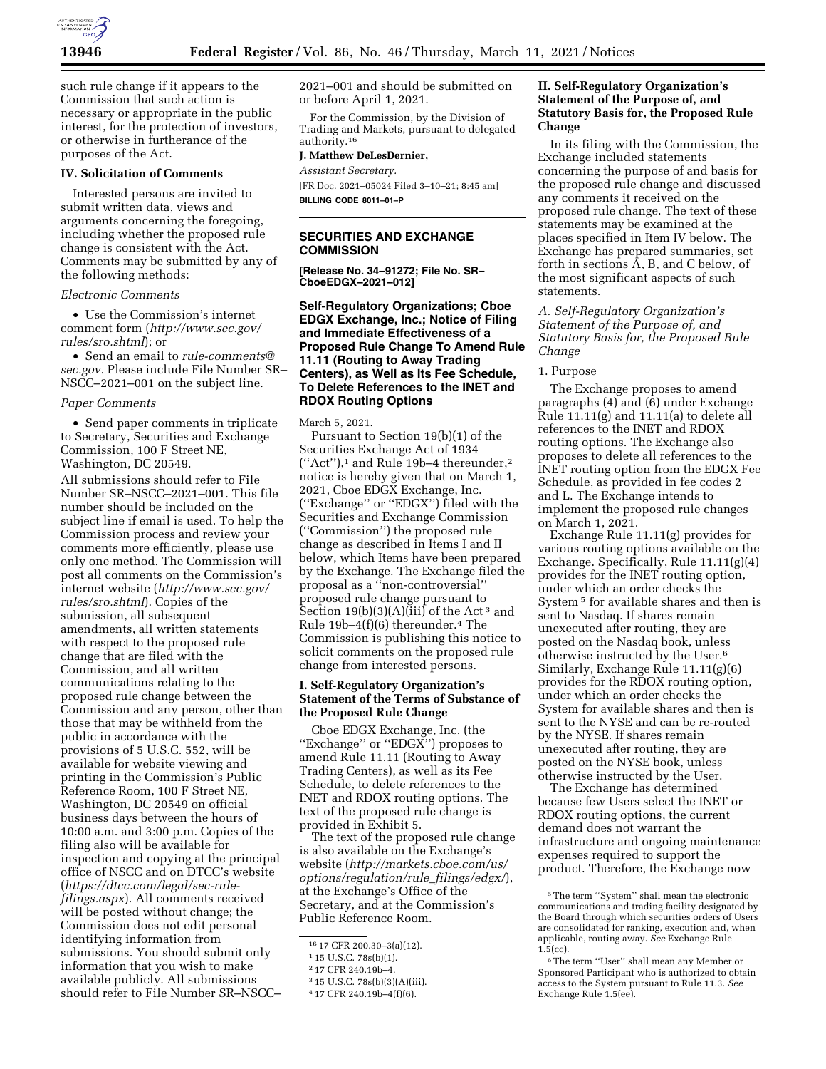such rule change if it appears to the Commission that such action is necessary or appropriate in the public interest, for the protection of investors, or otherwise in furtherance of the purposes of the Act.

## IV. Solicitation of Comments

Interested persons are invited to submit written data, views and arguments concerning the foregoing, including whether the proposed rule change is consistent with the Act. Comments may be submitted by any of the following methods:

*Electronic Comments*

- Use the Commission's internet comment form (*http://www.sec.gov/rules/sro.shtml*); or
- Send an email to *rule-comments@sec.gov*. Please include File Number SR–NSCC–2021–001 on the subject line.

*Paper Comments*

- Send paper comments in triplicate to Secretary, Securities and Exchange Commission, 100 F Street NE, Washington, DC 20549.

All submissions should refer to File Number SR–NSCC–2021–001. This file number should be included on the subject line if email is used. To help the Commission process and review your comments more efficiently, please use only one method. The Commission will post all comments on the Commission's internet website (*http://www.sec.gov/rules/sro.shtml*). Copies of the submission, all subsequent amendments, all written statements with respect to the proposed rule change that are filed with the Commission, and all written communications relating to the proposed rule change between the Commission and any person, other than those that may be withheld from the public in accordance with the provisions of 5 U.S.C. 552, will be available for website viewing and printing in the Commission's Public Reference Room, 100 F Street NE, Washington, DC 20549 on official business days between the hours of 10:00 a.m. and 3:00 p.m. Copies of the filing also will be available for inspection and copying at the principal office of NSCC and on DTCC's website (*https://dtcc.com/legal/sec-rule-filings.aspx*). All comments received will be posted without change; the Commission does not edit personal identifying information from submissions. You should submit only information that you wish to make available publicly. All submissions should refer to File Number SR–NSCC–2021–001 and should be submitted on or before April 1, 2021.

For the Commission, by the Division of Trading and Markets, pursuant to delegated authority.[16]

**J. Matthew DeLesDernier,**

*Assistant Secretary.*

[FR Doc. 2021–05024 Filed 3–10–21; 8:45 am]

**BILLING CODE 8011–01–P**

[16] 17 CFR 200.30–3(a)(12).

---

## SECURITIES AND EXCHANGE COMMISSION

**[Release No. 34–91272; File No. SR–CboeEDGX–2021–012]**

## Self-Regulatory Organizations; Cboe EDGX Exchange, Inc.; Notice of Filing and Immediate Effectiveness of a Proposed Rule Change To Amend Rule 11.11 (Routing to Away Trading Centers), as Well as Its Fee Schedule, To Delete References to the INET and RDOX Routing Options

March 5, 2021.

Pursuant to Section 19(b)(1) of the Securities Exchange Act of 1934 (''Act''),[1] and Rule 19b–4 thereunder,[2] notice is hereby given that on March 1, 2021, Cboe EDGX Exchange, Inc. (''Exchange'' or ''EDGX'') filed with the Securities and Exchange Commission (''Commission'') the proposed rule change as described in Items I and II below, which Items have been prepared by the Exchange. The Exchange filed the proposal as a ''non-controversial'' proposed rule change pursuant to Section 19(b)(3)(A)(iii) of the Act[3] and Rule 19b–4(f)(6) thereunder.[4] The Commission is publishing this notice to solicit comments on the proposed rule change from interested persons.

### I. Self-Regulatory Organization's Statement of the Terms of Substance of the Proposed Rule Change

Cboe EDGX Exchange, Inc. (the ''Exchange'' or ''EDGX'') proposes to amend Rule 11.11 (Routing to Away Trading Centers), as well as its Fee Schedule, to delete references to the INET and RDOX routing options. The text of the proposed rule change is provided in Exhibit 5.

The text of the proposed rule change is also available on the Exchange's website (*http://markets.cboe.com/us/options/regulation/rule_filings/edgx/*), at the Exchange's Office of the Secretary, and at the Commission's Public Reference Room.

[1] 15 U.S.C. 78s(b)(1).

[2] 17 CFR 240.19b–4.

[3] 15 U.S.C. 78s(b)(3)(A)(iii).

[4] 17 CFR 240.19b–4(f)(6).

### II. Self-Regulatory Organization's Statement of the Purpose of, and Statutory Basis for, the Proposed Rule Change

In its filing with the Commission, the Exchange included statements concerning the purpose of and basis for the proposed rule change and discussed any comments it received on the proposed rule change. The text of these statements may be examined at the places specified in Item IV below. The Exchange has prepared summaries, set forth in sections A, B, and C below, of the most significant aspects of such statements.

*A. Self-Regulatory Organization's Statement of the Purpose of, and Statutory Basis for, the Proposed Rule Change*

1. Purpose

The Exchange proposes to amend paragraphs (4) and (6) under Exchange Rule 11.11(g) and 11.11(a) to delete all references to the INET and RDOX routing options. The Exchange also proposes to delete all references to the INET routing option from the EDGX Fee Schedule, as provided in fee codes 2 and L. The Exchange intends to implement the proposed rule changes on March 1, 2021.

Exchange Rule 11.11(g) provides for various routing options available on the Exchange. Specifically, Rule 11.11(g)(4) provides for the INET routing option, under which an order checks the System[5] for available shares and then is sent to Nasdaq. If shares remain unexecuted after routing, they are posted on the Nasdaq book, unless otherwise instructed by the User.[6] Similarly, Exchange Rule 11.11(g)(6) provides for the RDOX routing option, under which an order checks the System for available shares and then is sent to the NYSE and can be re-routed by the NYSE. If shares remain unexecuted after routing, they are posted on the NYSE book, unless otherwise instructed by the User.

The Exchange has determined because few Users select the INET or RDOX routing options, the current demand does not warrant the infrastructure and ongoing maintenance expenses required to support the product. Therefore, the Exchange now

[5] The term ''System'' shall mean the electronic communications and trading facility designated by the Board through which securities orders of Users are consolidated for ranking, execution and, when applicable, routing away. *See* Exchange Rule 1.5(cc).

[6] The term ''User'' shall mean any Member or Sponsored Participant who is authorized to obtain access to the System pursuant to Rule 11.3. *See* Exchange Rule 1.5(ee).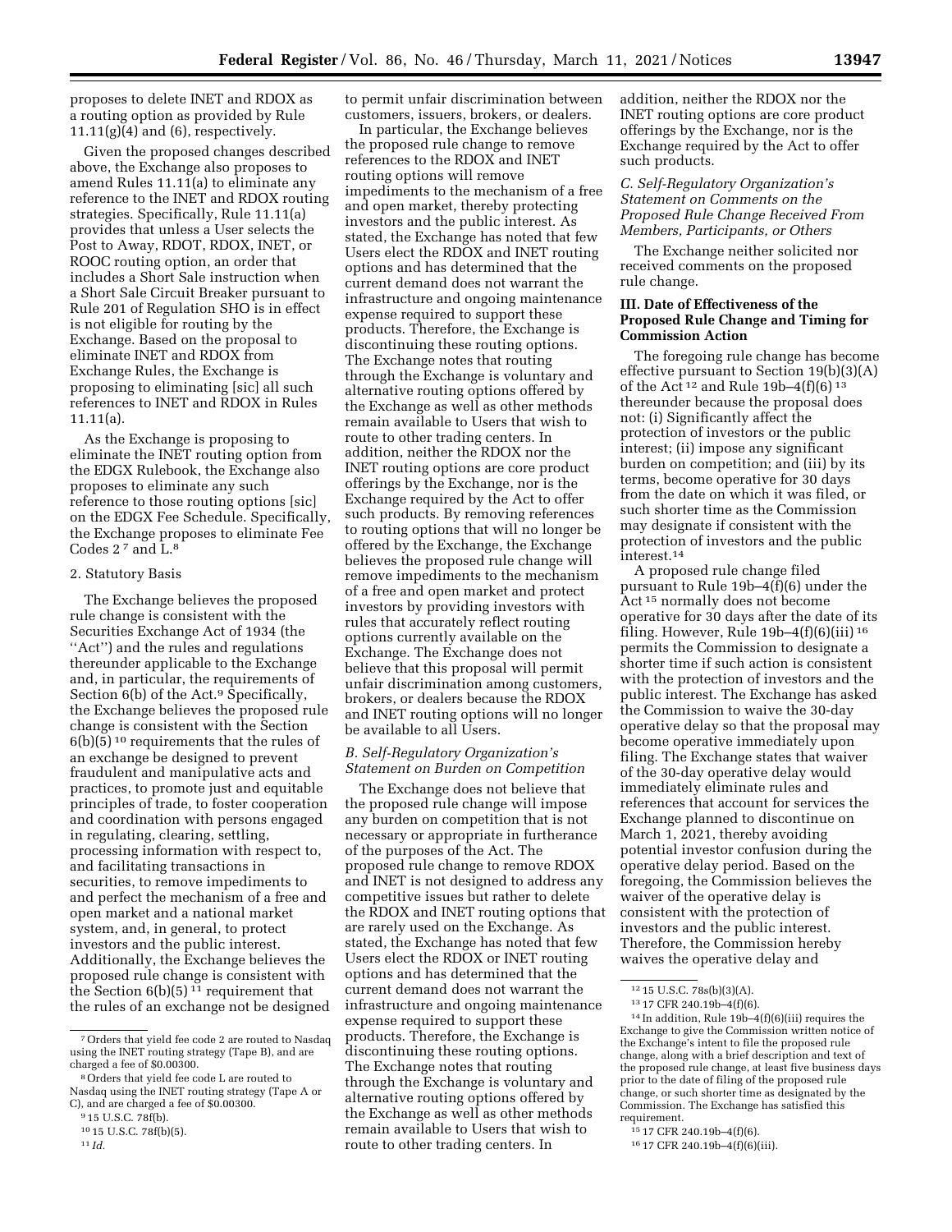proposes to delete INET and RDOX as a routing option as provided by Rule 11.11(g)(4) and (6), respectively.

Given the proposed changes described above, the Exchange also proposes to amend Rules 11.11(a) to eliminate any reference to the INET and RDOX routing strategies. Specifically, Rule 11.11(a) provides that unless a User selects the Post to Away, RDOT, RDOX, INET, or ROOC routing option, an order that includes a Short Sale instruction when a Short Sale Circuit Breaker pursuant to Rule 201 of Regulation SHO is in effect is not eligible for routing by the Exchange. Based on the proposal to eliminate INET and RDOX from Exchange Rules, the Exchange is proposing to eliminating [sic] all such references to INET and RDOX in Rules 11.11(a).

As the Exchange is proposing to eliminate the INET routing option from the EDGX Rulebook, the Exchange also proposes to eliminate any such reference to those routing options [sic] on the EDGX Fee Schedule. Specifically, the Exchange proposes to eliminate Fee Codes 2 [7] and L.[8]

2. Statutory Basis

The Exchange believes the proposed rule change is consistent with the Securities Exchange Act of 1934 (the "Act") and the rules and regulations thereunder applicable to the Exchange and, in particular, the requirements of Section 6(b) of the Act.[9] Specifically, the Exchange believes the proposed rule change is consistent with the Section 6(b)(5) [10] requirements that the rules of an exchange be designed to prevent fraudulent and manipulative acts and practices, to promote just and equitable principles of trade, to foster cooperation and coordination with persons engaged in regulating, clearing, settling, processing information with respect to, and facilitating transactions in securities, to remove impediments to and perfect the mechanism of a free and open market and a national market system, and, in general, to protect investors and the public interest. Additionally, the Exchange believes the proposed rule change is consistent with the Section 6(b)(5) [11] requirement that the rules of an exchange not be designed to permit unfair discrimination between customers, issuers, brokers, or dealers.

In particular, the Exchange believes the proposed rule change to remove references to the RDOX and INET routing options will remove impediments to the mechanism of a free and open market, thereby protecting investors and the public interest. As stated, the Exchange has noted that few Users elect the RDOX and INET routing options and has determined that the current demand does not warrant the infrastructure and ongoing maintenance expense required to support these products. Therefore, the Exchange is discontinuing these routing options. The Exchange notes that routing through the Exchange is voluntary and alternative routing options offered by the Exchange as well as other methods remain available to Users that wish to route to other trading centers. In addition, neither the RDOX nor the INET routing options are core product offerings by the Exchange, nor is the Exchange required by the Act to offer such products. By removing references to routing options that will no longer be offered by the Exchange, the Exchange believes the proposed rule change will remove impediments to the mechanism of a free and open market and protect investors by providing investors with rules that accurately reflect routing options currently available on the Exchange. The Exchange does not believe that this proposal will permit unfair discrimination among customers, brokers, or dealers because the RDOX and INET routing options will no longer be available to all Users.

### B. Self-Regulatory Organization's Statement on Burden on Competition

The Exchange does not believe that the proposed rule change will impose any burden on competition that is not necessary or appropriate in furtherance of the purposes of the Act. The proposed rule change to remove RDOX and INET is not designed to address any competitive issues but rather to delete the RDOX and INET routing options that are rarely used on the Exchange. As stated, the Exchange has noted that few Users elect the RDOX or INET routing options and has determined that the current demand does not warrant the infrastructure and ongoing maintenance expense required to support these products. Therefore, the Exchange is discontinuing these routing options. The Exchange notes that routing through the Exchange is voluntary and alternative routing options offered by the Exchange as well as other methods remain available to Users that wish to route to other trading centers. In addition, neither the RDOX nor the INET routing options are core product offerings by the Exchange, nor is the Exchange required by the Act to offer such products.

### C. Self-Regulatory Organization's Statement on Comments on the Proposed Rule Change Received From Members, Participants, or Others

The Exchange neither solicited nor received comments on the proposed rule change.

## III. Date of Effectiveness of the Proposed Rule Change and Timing for Commission Action

The foregoing rule change has become effective pursuant to Section 19(b)(3)(A) of the Act [12] and Rule 19b–4(f)(6) [13] thereunder because the proposal does not: (i) Significantly affect the protection of investors or the public interest; (ii) impose any significant burden on competition; and (iii) by its terms, become operative for 30 days from the date on which it was filed, or such shorter time as the Commission may designate if consistent with the protection of investors and the public interest.[14]

A proposed rule change filed pursuant to Rule 19b–4(f)(6) under the Act [15] normally does not become operative for 30 days after the date of its filing. However, Rule 19b–4(f)(6)(iii) [16] permits the Commission to designate a shorter time if such action is consistent with the protection of investors and the public interest. The Exchange has asked the Commission to waive the 30-day operative delay so that the proposal may become operative immediately upon filing. The Exchange states that waiver of the 30-day operative delay would immediately eliminate rules and references that account for services the Exchange planned to discontinue on March 1, 2021, thereby avoiding potential investor confusion during the operative delay period. Based on the foregoing, the Commission believes the waiver of the operative delay is consistent with the protection of investors and the public interest. Therefore, the Commission hereby waives the operative delay and

---

[7] Orders that yield fee code 2 are routed to Nasdaq using the INET routing strategy (Tape B), and are charged a fee of $0.00300.

[8] Orders that yield fee code L are routed to Nasdaq using the INET routing strategy (Tape A or C), and are charged a fee of $0.00300.

[9] 15 U.S.C. 78f(b).

[10] 15 U.S.C. 78f(b)(5).

[11] *Id.*

[12] 15 U.S.C. 78s(b)(3)(A).

[13] 17 CFR 240.19b–4(f)(6).

[14] In addition, Rule 19b–4(f)(6)(iii) requires the Exchange to give the Commission written notice of the Exchange's intent to file the proposed rule change, along with a brief description and text of the proposed rule change, at least five business days prior to the date of filing of the proposed rule change, or such shorter time as designated by the Commission. The Exchange has satisfied this requirement.

[15] 17 CFR 240.19b–4(f)(6).

[16] 17 CFR 240.19b–4(f)(6)(iii).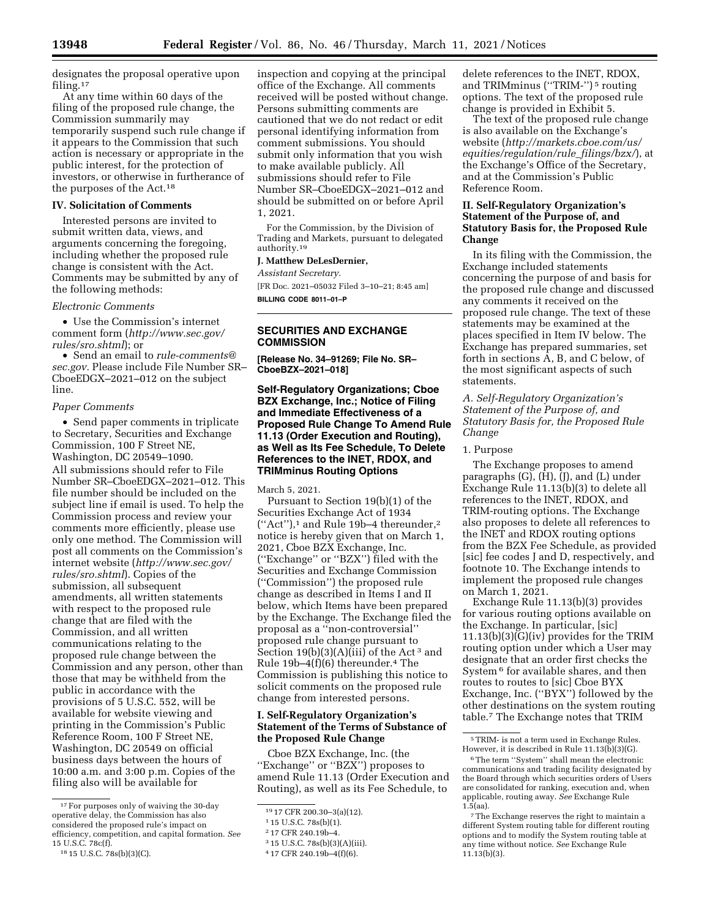designates the proposal operative upon filing.[17]

At any time within 60 days of the filing of the proposed rule change, the Commission summarily may temporarily suspend such rule change if it appears to the Commission that such action is necessary or appropriate in the public interest, for the protection of investors, or otherwise in furtherance of the purposes of the Act.[18]

## IV. Solicitation of Comments

Interested persons are invited to submit written data, views, and arguments concerning the foregoing, including whether the proposed rule change is consistent with the Act. Comments may be submitted by any of the following methods:

*Electronic Comments*

- Use the Commission's internet comment form (*http://www.sec.gov/rules/sro.shtml*); or
- Send an email to *rule-comments@sec.gov.* Please include File Number SR–CboeEDGX–2021–012 on the subject line.

*Paper Comments*

- Send paper comments in triplicate to Secretary, Securities and Exchange Commission, 100 F Street NE, Washington, DC 20549–1090.

All submissions should refer to File Number SR–CboeEDGX–2021–012. This file number should be included on the subject line if email is used. To help the Commission process and review your comments more efficiently, please use only one method. The Commission will post all comments on the Commission's internet website (*http://www.sec.gov/rules/sro.shtml*). Copies of the submission, all subsequent amendments, all written statements with respect to the proposed rule change that are filed with the Commission, and all written communications relating to the proposed rule change between the Commission and any person, other than those that may be withheld from the public in accordance with the provisions of 5 U.S.C. 552, will be available for website viewing and printing in the Commission's Public Reference Room, 100 F Street NE, Washington, DC 20549 on official business days between the hours of 10:00 a.m. and 3:00 p.m. Copies of the filing also will be available for inspection and copying at the principal office of the Exchange. All comments received will be posted without change. Persons submitting comments are cautioned that we do not redact or edit personal identifying information from comment submissions. You should submit only information that you wish to make available publicly. All submissions should refer to File Number SR–CboeEDGX–2021–012 and should be submitted on or before April 1, 2021.

For the Commission, by the Division of Trading and Markets, pursuant to delegated authority.[19]

**J. Matthew DeLesDernier,**

*Assistant Secretary.*

[FR Doc. 2021–05032 Filed 3–10–21; 8:45 am]

**BILLING CODE 8011–01–P**

---

**SECURITIES AND EXCHANGE COMMISSION**

**[Release No. 34–91269; File No. SR–CboeBZX–2021–018]**

**Self-Regulatory Organizations; Cboe BZX Exchange, Inc.; Notice of Filing and Immediate Effectiveness of a Proposed Rule Change To Amend Rule 11.13 (Order Execution and Routing), as Well as Its Fee Schedule, To Delete References to the INET, RDOX, and TRIMminus Routing Options**

March 5, 2021.

Pursuant to Section 19(b)(1) of the Securities Exchange Act of 1934 (''Act''),[1] and Rule 19b–4 thereunder,[2] notice is hereby given that on March 1, 2021, Cboe BZX Exchange, Inc. (''Exchange'' or ''BZX'') filed with the Securities and Exchange Commission (''Commission'') the proposed rule change as described in Items I and II below, which Items have been prepared by the Exchange. The Exchange filed the proposal as a ''non-controversial'' proposed rule change pursuant to Section 19(b)(3)(A)(iii) of the Act[3] and Rule 19b–4(f)(6) thereunder.[4] The Commission is publishing this notice to solicit comments on the proposed rule change from interested persons.

## I. Self-Regulatory Organization's Statement of the Terms of Substance of the Proposed Rule Change

Cboe BZX Exchange, Inc. (the ''Exchange'' or ''BZX'') proposes to amend Rule 11.13 (Order Execution and Routing), as well as its Fee Schedule, to delete references to the INET, RDOX, and TRIMminus (''TRIM-'')[5] routing options. The text of the proposed rule change is provided in Exhibit 5.

The text of the proposed rule change is also available on the Exchange's website (*http://markets.cboe.com/us/equities/regulation/rule_filings/bzx/*), at the Exchange's Office of the Secretary, and at the Commission's Public Reference Room.

## II. Self-Regulatory Organization's Statement of the Purpose of, and Statutory Basis for, the Proposed Rule Change

In its filing with the Commission, the Exchange included statements concerning the purpose of and basis for the proposed rule change and discussed any comments it received on the proposed rule change. The text of these statements may be examined at the places specified in Item IV below. The Exchange has prepared summaries, set forth in sections A, B, and C below, of the most significant aspects of such statements.

### *A. Self-Regulatory Organization's Statement of the Purpose of, and Statutory Basis for, the Proposed Rule Change*

1. Purpose

The Exchange proposes to amend paragraphs (G), (H), (J), and (L) under Exchange Rule 11.13(b)(3) to delete all references to the INET, RDOX, and TRIM-routing options. The Exchange also proposes to delete all references to the INET and RDOX routing options from the BZX Fee Schedule, as provided [sic] fee codes J and D, respectively, and footnote 10. The Exchange intends to implement the proposed rule changes on March 1, 2021.

Exchange Rule 11.13(b)(3) provides for various routing options available on the Exchange. In particular, [sic] 11.13(b)(3)(G)(iv) provides for the TRIM routing option under which a User may designate that an order first checks the System[6] for available shares, and then routes to routes to [sic] Cboe BYX Exchange, Inc. (''BYX'') followed by the other destinations on the system routing table.[7] The Exchange notes that TRIM

---

[17] For purposes only of waiving the 30-day operative delay, the Commission has also considered the proposed rule's impact on efficiency, competition, and capital formation. *See* 15 U.S.C. 78c(f).

[18] 15 U.S.C. 78s(b)(3)(C).

[19] 17 CFR 200.30–3(a)(12).

[1] 15 U.S.C. 78s(b)(1).

[2] 17 CFR 240.19b–4.

[3] 15 U.S.C. 78s(b)(3)(A)(iii).

[4] 17 CFR 240.19b–4(f)(6).

[5] TRIM- is not a term used in Exchange Rules. However, it is described in Rule 11.13(b)(3)(G).

[6] The term ''System'' shall mean the electronic communications and trading facility designated by the Board through which securities orders of Users are consolidated for ranking, execution and, when applicable, routing away. *See* Exchange Rule 1.5(aa).

[7] The Exchange reserves the right to maintain a different System routing table for different routing options and to modify the System routing table at any time without notice. *See* Exchange Rule 11.13(b)(3).